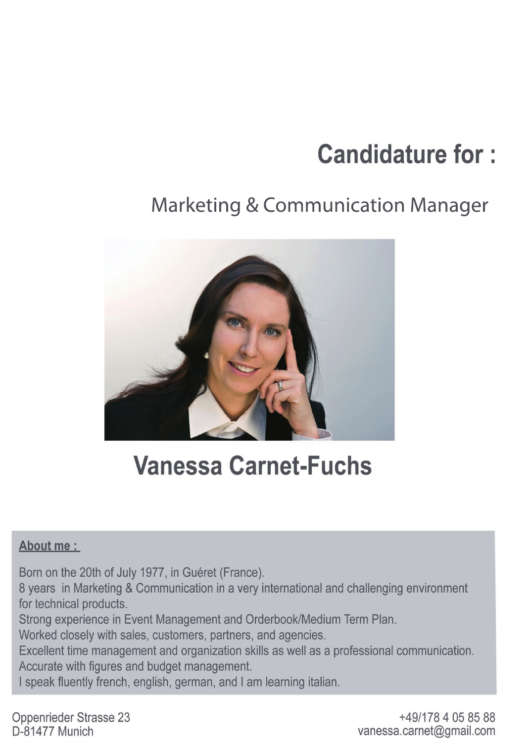# Candidature for :

## Marketing & Communication Manager

# Vanessa Carnet-Fuchs

**About me :**

Born on the 20th of July 1977, in Guéret (France).
8 years in Marketing & Communication in a very international and challenging environment for technical products.
Strong experience in Event Management and Orderbook/Medium Term Plan.
Worked closely with sales, customers, partners, and agencies.
Excellent time management and organization skills as well as a professional communication.
Accurate with figures and budget management.
I speak fluently french, english, german, and I am learning italian.

Oppenrieder Strasse 23
D-81477 Munich

+49/178 4 05 85 88
vanessa.carnet@gmail.com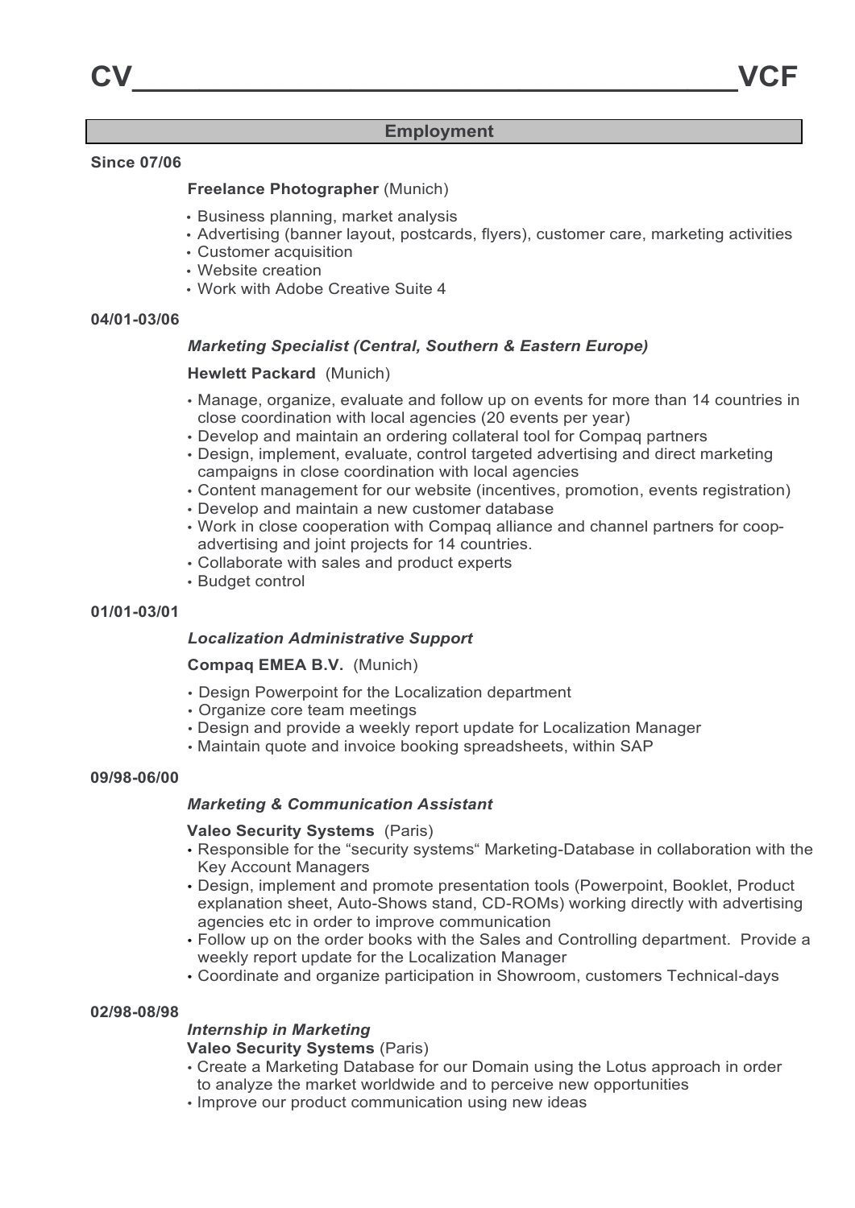# CV VCF

## Employment

**Since 07/06**

**Freelance Photographer** (Munich)

- Business planning, market analysis
- Advertising (banner layout, postcards, flyers), customer care, marketing activities
- Customer acquisition
- Website creation
- Work with Adobe Creative Suite 4

**04/01-03/06**

***Marketing Specialist (Central, Southern & Eastern Europe)***

**Hewlett Packard** (Munich)

- Manage, organize, evaluate and follow up on events for more than 14 countries in close coordination with local agencies (20 events per year)
- Develop and maintain an ordering collateral tool for Compaq partners
- Design, implement, evaluate, control targeted advertising and direct marketing campaigns in close coordination with local agencies
- Content management for our website (incentives, promotion, events registration)
- Develop and maintain a new customer database
- Work in close cooperation with Compaq alliance and channel partners for coop-advertising and joint projects for 14 countries.
- Collaborate with sales and product experts
- Budget control

**01/01-03/01**

***Localization Administrative Support***

**Compaq EMEA B.V.** (Munich)

- Design Powerpoint for the Localization department
- Organize core team meetings
- Design and provide a weekly report update for Localization Manager
- Maintain quote and invoice booking spreadsheets, within SAP

**09/98-06/00**

***Marketing & Communication Assistant***

**Valeo Security Systems** (Paris)

- Responsible for the “security systems“ Marketing-Database in collaboration with the Key Account Managers
- Design, implement and promote presentation tools (Powerpoint, Booklet, Product explanation sheet, Auto-Shows stand, CD-ROMs) working directly with advertising agencies etc in order to improve communication
- Follow up on the order books with the Sales and Controlling department. Provide a weekly report update for the Localization Manager
- Coordinate and organize participation in Showroom, customers Technical-days

**02/98-08/98**

***Internship in Marketing***

**Valeo Security Systems** (Paris)

- Create a Marketing Database for our Domain using the Lotus approach in order to analyze the market worldwide and to perceive new opportunities
- Improve our product communication using new ideas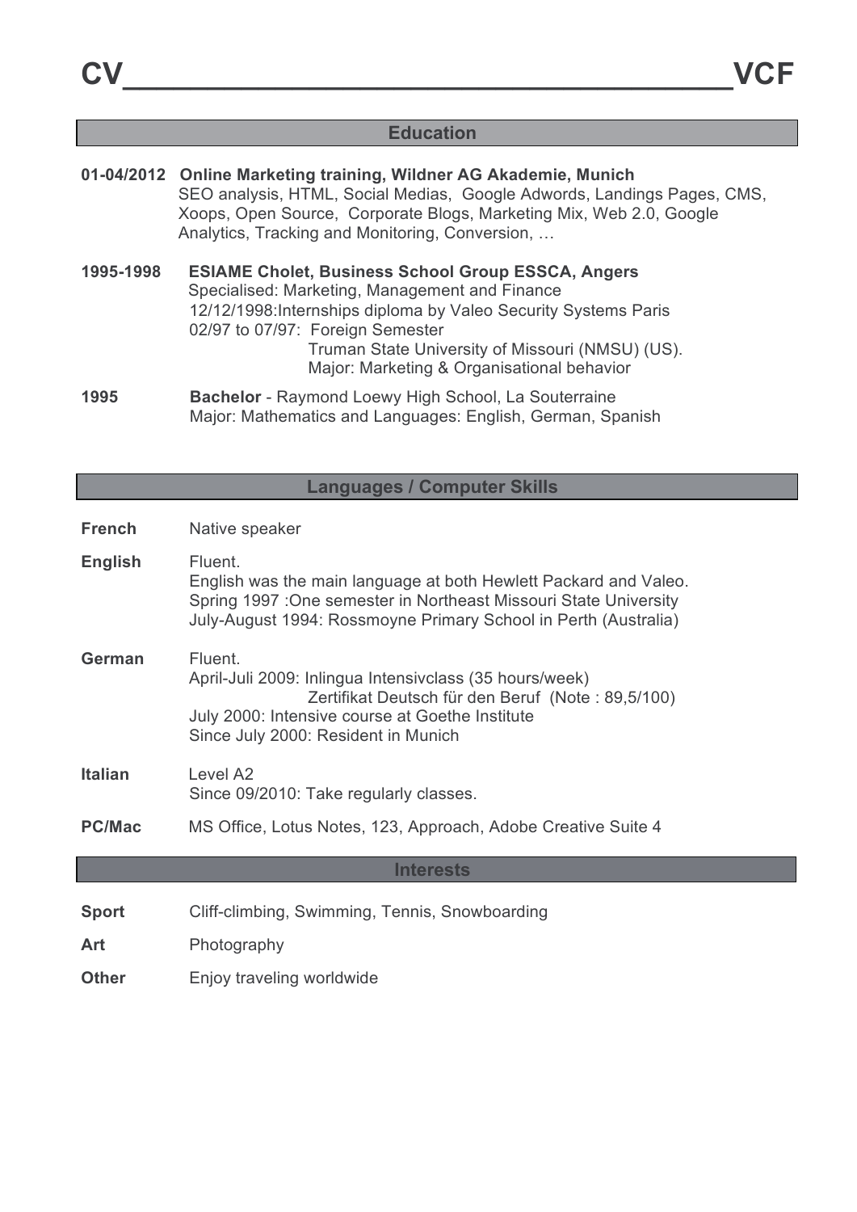# CV_______________________________________VCF

## Education

**01-04/2012** **Online Marketing training, Wildner AG Akademie, Munich**
SEO analysis, HTML, Social Medias, Google Adwords, Landings Pages, CMS, Xoops, Open Source, Corporate Blogs, Marketing Mix, Web 2.0, Google Analytics, Tracking and Monitoring, Conversion, …

**1995-1998** **ESIAME Cholet, Business School Group ESSCA, Angers**
Specialised: Marketing, Management and Finance
12/12/1998:Internships diploma by Valeo Security Systems Paris
02/97 to 07/97: Foreign Semester
Truman State University of Missouri (NMSU) (US).
Major: Marketing & Organisational behavior

**1995** **Bachelor** - Raymond Loewy High School, La Souterraine
Major: Mathematics and Languages: English, German, Spanish

## Languages / Computer Skills

**French** Native speaker

**English** Fluent.
English was the main language at both Hewlett Packard and Valeo.
Spring 1997 :One semester in Northeast Missouri State University
July-August 1994: Rossmoyne Primary School in Perth (Australia)

**German** Fluent.
April-Juli 2009: Inlingua Intensivclass (35 hours/week)
Zertifikat Deutsch für den Beruf (Note : 89,5/100)
July 2000: Intensive course at Goethe Institute
Since July 2000: Resident in Munich

**Italian** Level A2
Since 09/2010: Take regularly classes.

**PC/Mac** MS Office, Lotus Notes, 123, Approach, Adobe Creative Suite 4

## Interests

**Sport** Cliff-climbing, Swimming, Tennis, Snowboarding

**Art** Photography

**Other** Enjoy traveling worldwide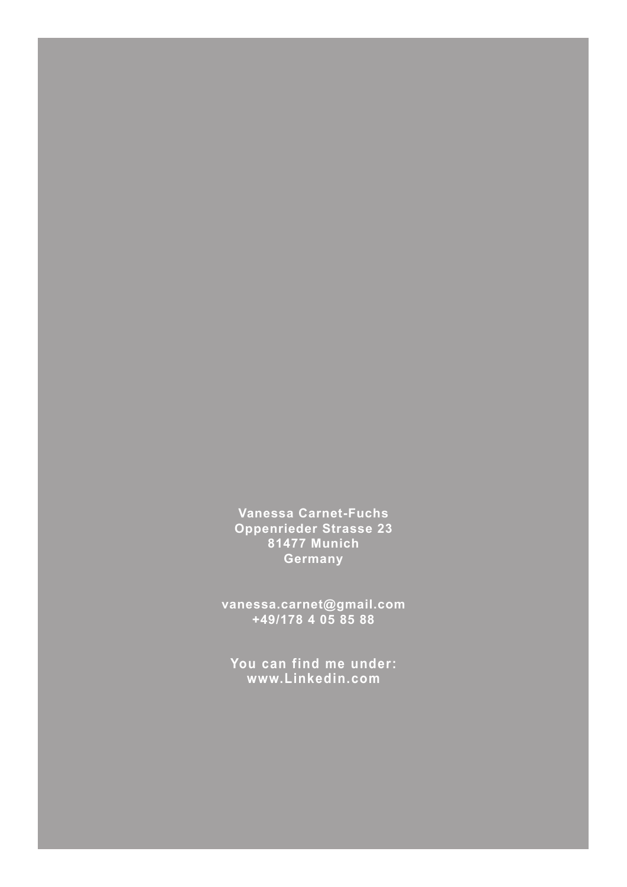**Vanessa Carnet-Fuchs**
**Oppenrieder Strasse 23**
**81477 Munich**
**Germany**

**vanessa.carnet@gmail.com**
**+49/178 4 05 85 88**

**You can find me under:**
**www.Linkedin.com**